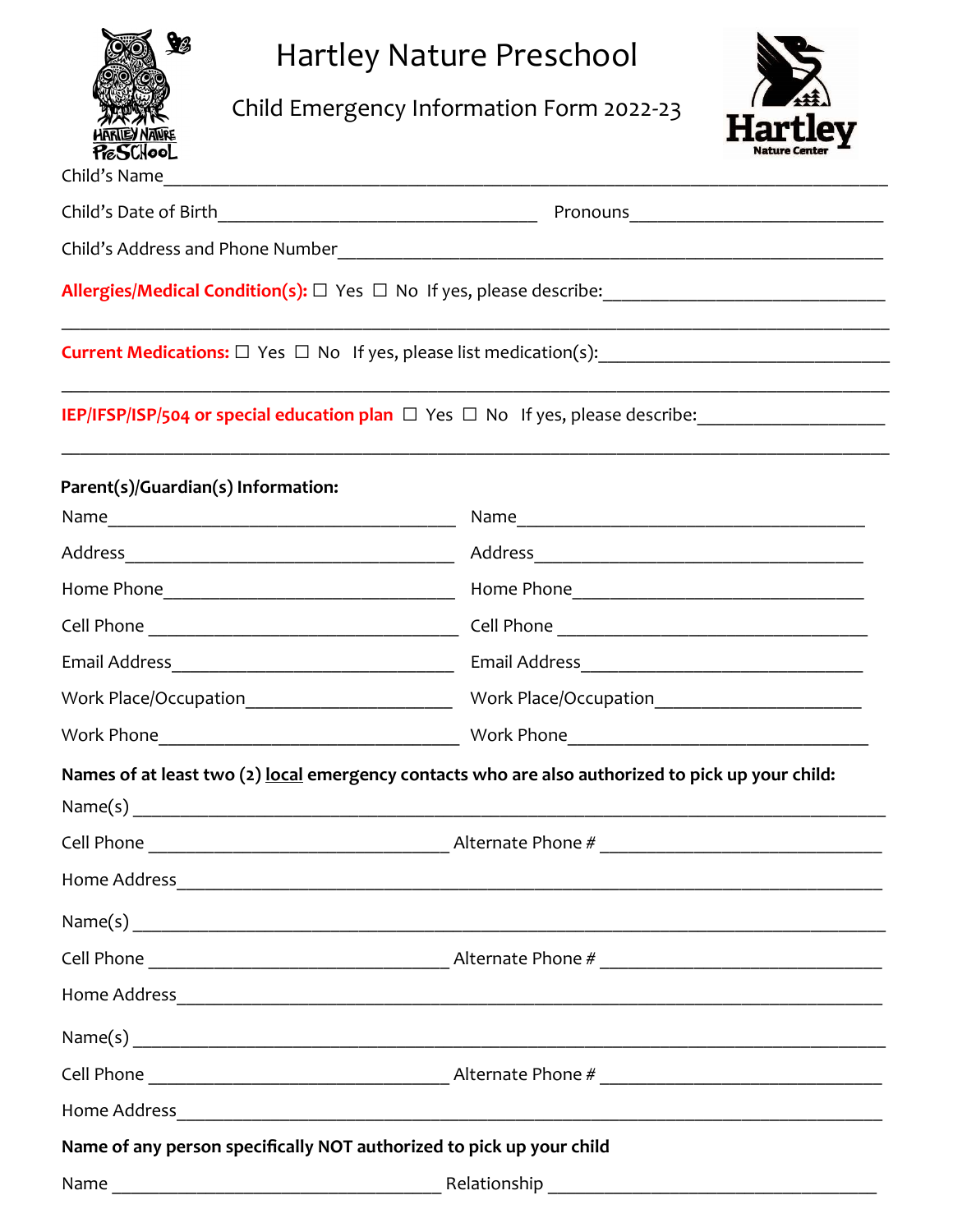# Hartley Nature Preschool

## Child Emergency Information Form 2022-23

Child's Name_______________________________________________________________

Child's Date of Birth________________________________ Pronouns________________________

Child's Address and Phone Number___________________________________________________

**Allergies/Medical Condition(s):** ☐ Yes ☐ No If yes, please describe:___________________________

___________________________________________________________________________

**Current Medications:** ☐ Yes ☐ No If yes, please list medication(s):_____________________________

___________________________________________________________________________

**IEP/IFSP/ISP/504 or special education plan** ☐ Yes ☐ No If yes, please describe:__________________

___________________________________________________________________________

**Parent(s)/Guardian(s) Information:**

Name__________________________________ Name__________________________________

Address________________________________ Address________________________________

Home Phone_____________________________ Home Phone_____________________________

Cell Phone ______________________________ Cell Phone ______________________________

Email Address___________________________ Email Address___________________________

Work Place/Occupation____________________ Work Place/Occupation____________________

Work Phone_____________________________ Work Phone_____________________________

**Names of at least two (2) local emergency contacts who are also authorized to pick up your child:**

Name(s) ___________________________________________________________________

Cell Phone ______________________________ Alternate Phone # ___________________________

Home Address______________________________________________________________

Name(s) ___________________________________________________________________

Cell Phone ______________________________ Alternate Phone # ___________________________

Home Address______________________________________________________________

Name(s) ___________________________________________________________________

Cell Phone ______________________________ Alternate Phone # ___________________________

Home Address______________________________________________________________

**Name of any person specifically NOT authorized to pick up your child**

Name __________________________________ Relationship __________________________________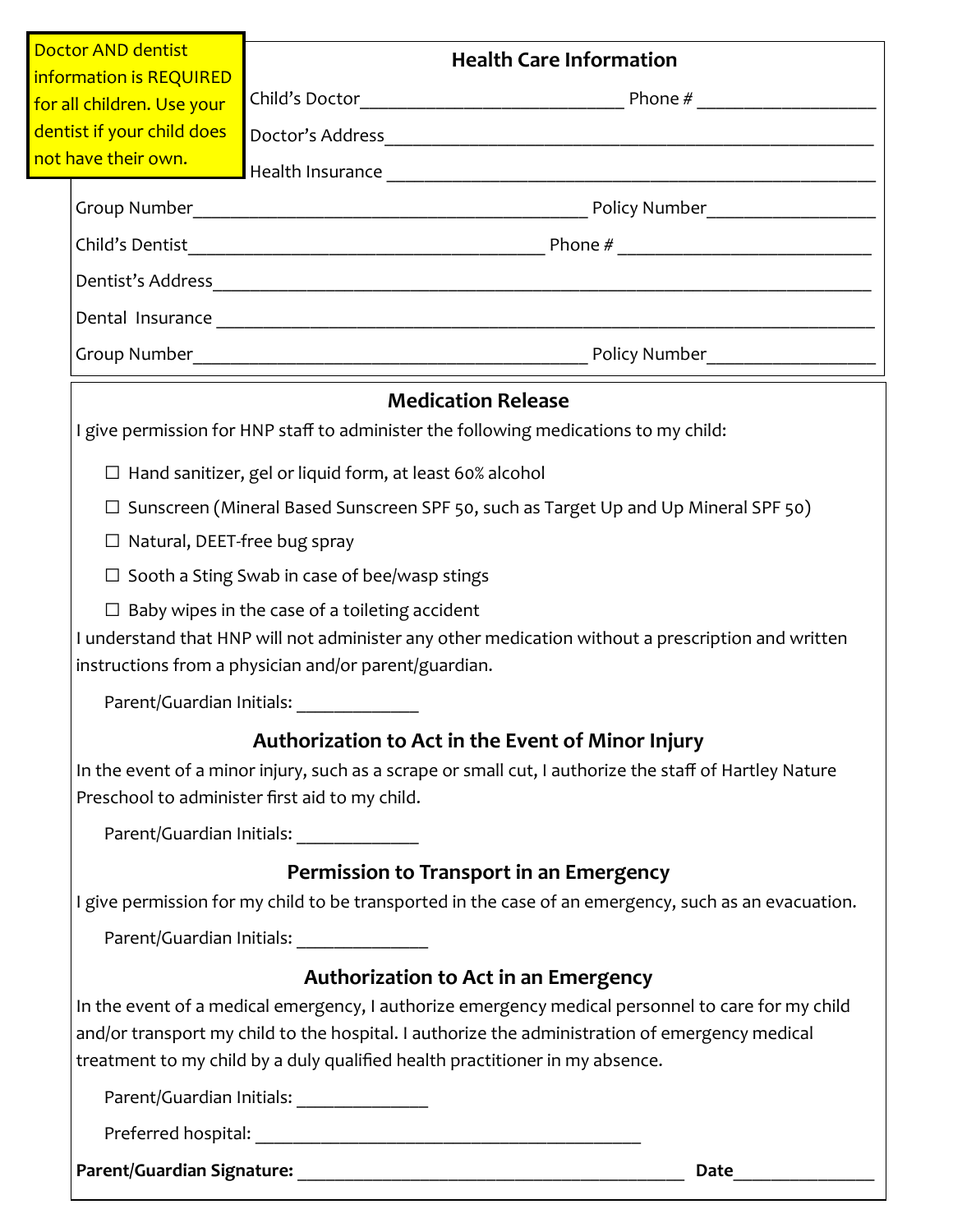Doctor AND dentist information is REQUIRED for all children. Use your dentist if your child does not have their own.

## Health Care Information

Child's Doctor____________________________ Phone # ___________________

Doctor's Address____________________________________________________

Health Insurance ____________________________________________________

Group Number___________________________________________ Policy Number__________________

Child's Dentist______________________________________ Phone # ____________________________

Dentist's Address_________________________________________________________________________

Dental Insurance __________________________________________________________________________

Group Number___________________________________________ Policy Number__________________

## Medication Release

I give permission for HNP staff to administer the following medications to my child:

- ☐ Hand sanitizer, gel or liquid form, at least 60% alcohol
- ☐ Sunscreen (Mineral Based Sunscreen SPF 50, such as Target Up and Up Mineral SPF 50)
- ☐ Natural, DEET-free bug spray
- ☐ Sooth a Sting Swab in case of bee/wasp stings
- ☐ Baby wipes in the case of a toileting accident

I understand that HNP will not administer any other medication without a prescription and written instructions from a physician and/or parent/guardian.

Parent/Guardian Initials: _____________

## Authorization to Act in the Event of Minor Injury

In the event of a minor injury, such as a scrape or small cut, I authorize the staff of Hartley Nature Preschool to administer first aid to my child.

Parent/Guardian Initials: _____________

## Permission to Transport in an Emergency

I give permission for my child to be transported in the case of an emergency, such as an evacuation.

Parent/Guardian Initials: ______________

## Authorization to Act in an Emergency

In the event of a medical emergency, I authorize emergency medical personnel to care for my child and/or transport my child to the hospital. I authorize the administration of emergency medical treatment to my child by a duly qualified health practitioner in my absence.

Parent/Guardian Initials: ______________

Preferred hospital: __________________________________________

**Parent/Guardian Signature:** __________________________________________ **Date**_______________